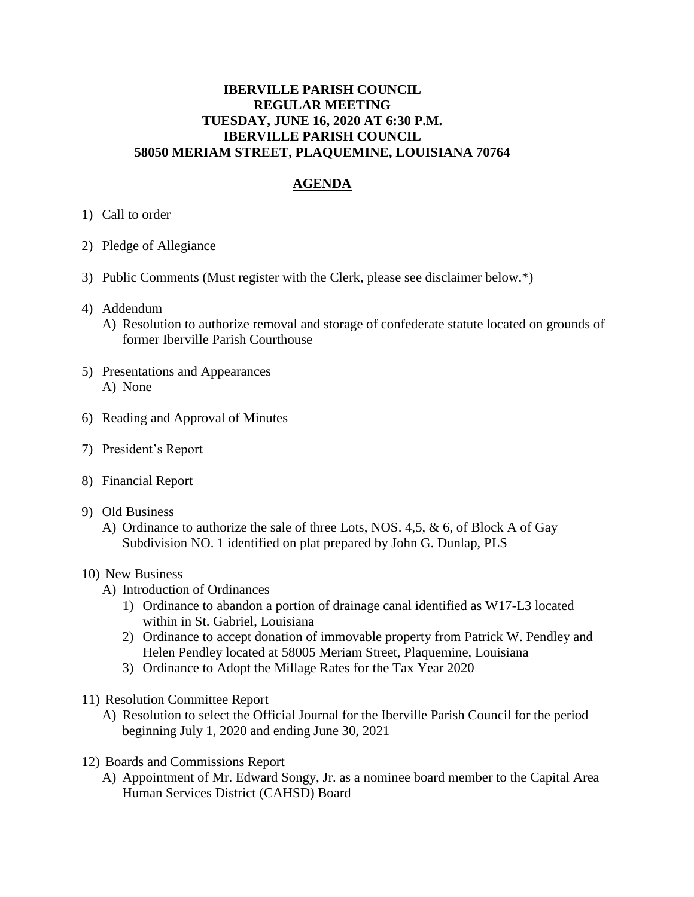**IBERVILLE PARISH COUNCIL**
**REGULAR MEETING**
**TUESDAY, JUNE 16, 2020 AT 6:30 P.M.**
**IBERVILLE PARISH COUNCIL**
**58050 MERIAM STREET, PLAQUEMINE, LOUISIANA 70764**

## AGENDA

1) Call to order

2) Pledge of Allegiance

3) Public Comments (Must register with the Clerk, please see disclaimer below.*)

4) Addendum
   A) Resolution to authorize removal and storage of confederate statute located on grounds of former Iberville Parish Courthouse

5) Presentations and Appearances
   A) None

6) Reading and Approval of Minutes

7) President's Report

8) Financial Report

9) Old Business
   A) Ordinance to authorize the sale of three Lots, NOS. 4,5, & 6, of Block A of Gay Subdivision NO. 1 identified on plat prepared by John G. Dunlap, PLS

10) New Business
    A) Introduction of Ordinances
       1) Ordinance to abandon a portion of drainage canal identified as W17-L3 located within in St. Gabriel, Louisiana
       2) Ordinance to accept donation of immovable property from Patrick W. Pendley and Helen Pendley located at 58005 Meriam Street, Plaquemine, Louisiana
       3) Ordinance to Adopt the Millage Rates for the Tax Year 2020

11) Resolution Committee Report
    A) Resolution to select the Official Journal for the Iberville Parish Council for the period beginning July 1, 2020 and ending June 30, 2021

12) Boards and Commissions Report
    A) Appointment of Mr. Edward Songy, Jr. as a nominee board member to the Capital Area Human Services District (CAHSD) Board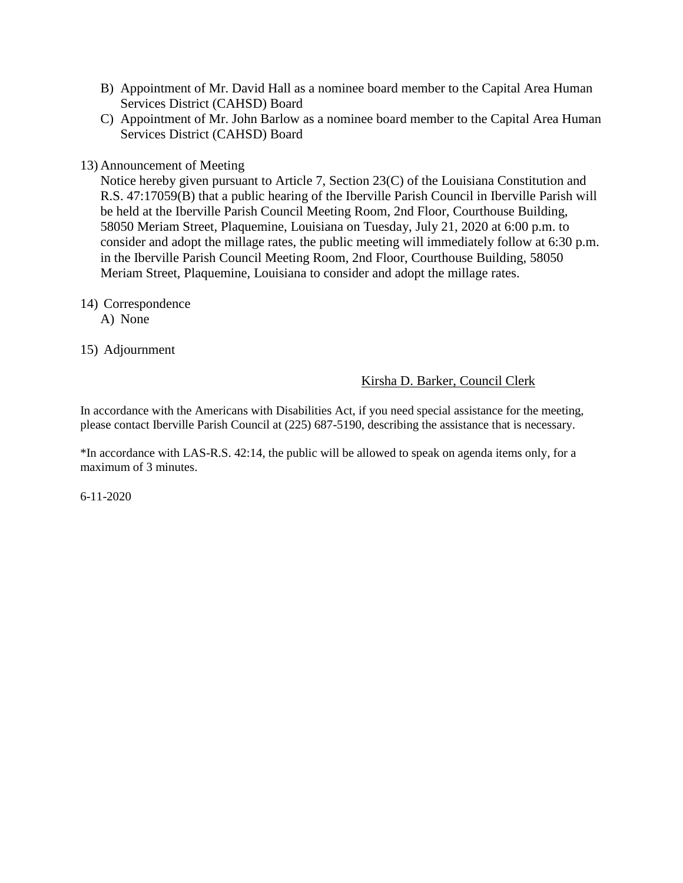B) Appointment of Mr. David Hall as a nominee board member to the Capital Area Human Services District (CAHSD) Board

C) Appointment of Mr. John Barlow as a nominee board member to the Capital Area Human Services District (CAHSD) Board

13) Announcement of Meeting

Notice hereby given pursuant to Article 7, Section 23(C) of the Louisiana Constitution and R.S. 47:17059(B) that a public hearing of the Iberville Parish Council in Iberville Parish will be held at the Iberville Parish Council Meeting Room, 2nd Floor, Courthouse Building, 58050 Meriam Street, Plaquemine, Louisiana on Tuesday, July 21, 2020 at 6:00 p.m. to consider and adopt the millage rates, the public meeting will immediately follow at 6:30 p.m. in the Iberville Parish Council Meeting Room, 2nd Floor, Courthouse Building, 58050 Meriam Street, Plaquemine, Louisiana to consider and adopt the millage rates.

14) Correspondence

A) None

15) Adjournment

<u>Kirsha D. Barker, Council Clerk</u>

In accordance with the Americans with Disabilities Act, if you need special assistance for the meeting, please contact Iberville Parish Council at (225) 687-5190, describing the assistance that is necessary.

*In accordance with LAS-R.S. 42:14, the public will be allowed to speak on agenda items only, for a maximum of 3 minutes.

6-11-2020